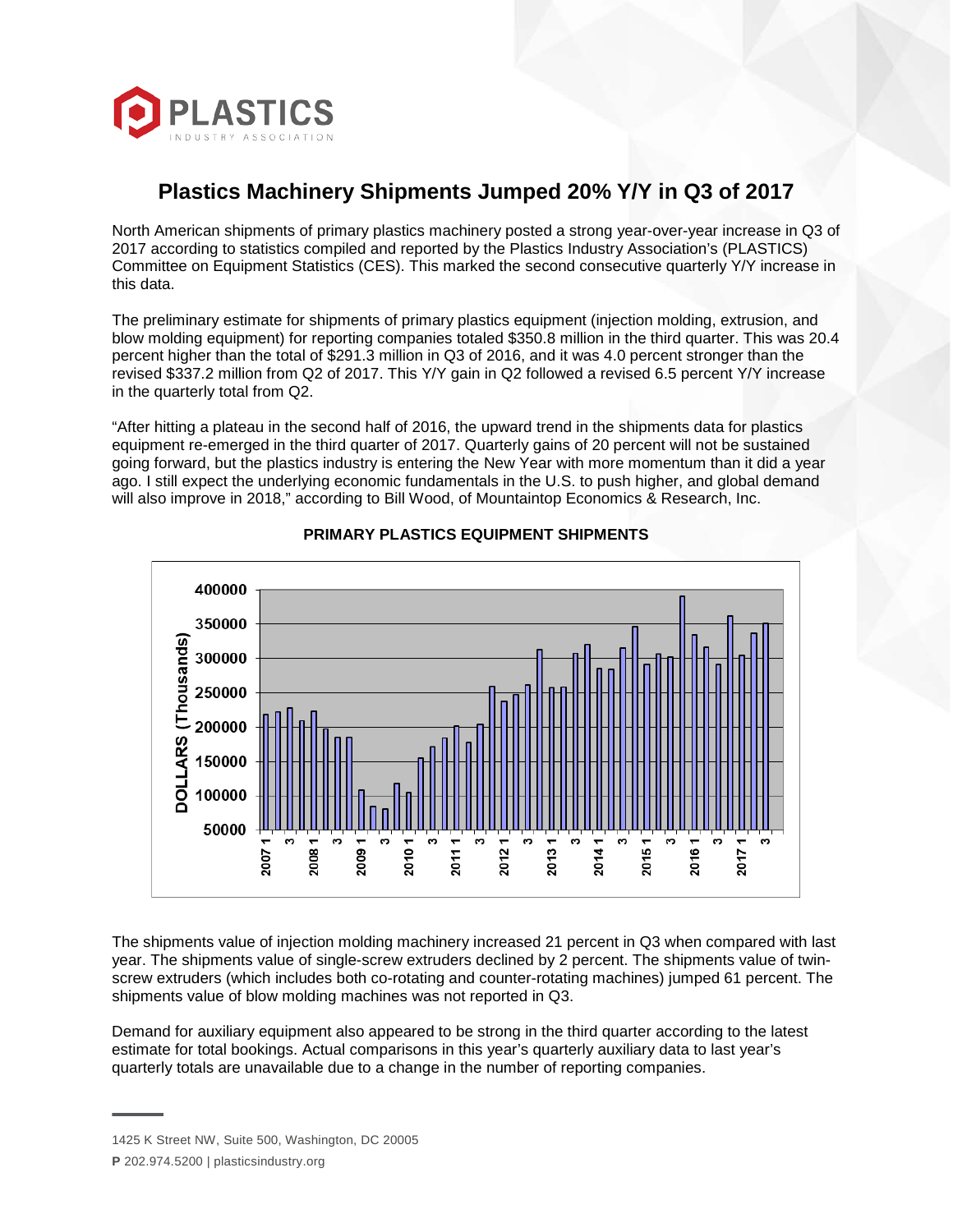# Plastics Machinery Shipments Jumped 20% Y/Y in Q3 of 2017

North American shipments of primary plastics machinery posted a strong year-over-year increase in Q3 of 2017 according to statistics compiled and reported by the Plastics Industry Association's (PLASTICS) Committee on Equipment Statistics (CES). This marked the second consecutive quarterly Y/Y increase in this data.

The preliminary estimate for shipments of primary plastics equipment (injection molding, extrusion, and blow molding equipment) for reporting companies totaled $350.8 million in the third quarter. This was 20.4 percent higher than the total of $291.3 million in Q3 of 2016, and it was 4.0 percent stronger than the revised $337.2 million from Q2 of 2017. This Y/Y gain in Q2 followed a revised 6.5 percent Y/Y increase in the quarterly total from Q2.

"After hitting a plateau in the second half of 2016, the upward trend in the shipments data for plastics equipment re-emerged in the third quarter of 2017. Quarterly gains of 20 percent will not be sustained going forward, but the plastics industry is entering the New Year with more momentum than it did a year ago. I still expect the underlying economic fundamentals in the U.S. to push higher, and global demand will also improve in 2018," according to Bill Wood, of Mountaintop Economics & Research, Inc.

**PRIMARY PLASTICS EQUIPMENT SHIPMENTS**

The shipments value of injection molding machinery increased 21 percent in Q3 when compared with last year. The shipments value of single-screw extruders declined by 2 percent. The shipments value of twin-screw extruders (which includes both co-rotating and counter-rotating machines) jumped 61 percent. The shipments value of blow molding machines was not reported in Q3.

Demand for auxiliary equipment also appeared to be strong in the third quarter according to the latest estimate for total bookings. Actual comparisons in this year's quarterly auxiliary data to last year's quarterly totals are unavailable due to a change in the number of reporting companies.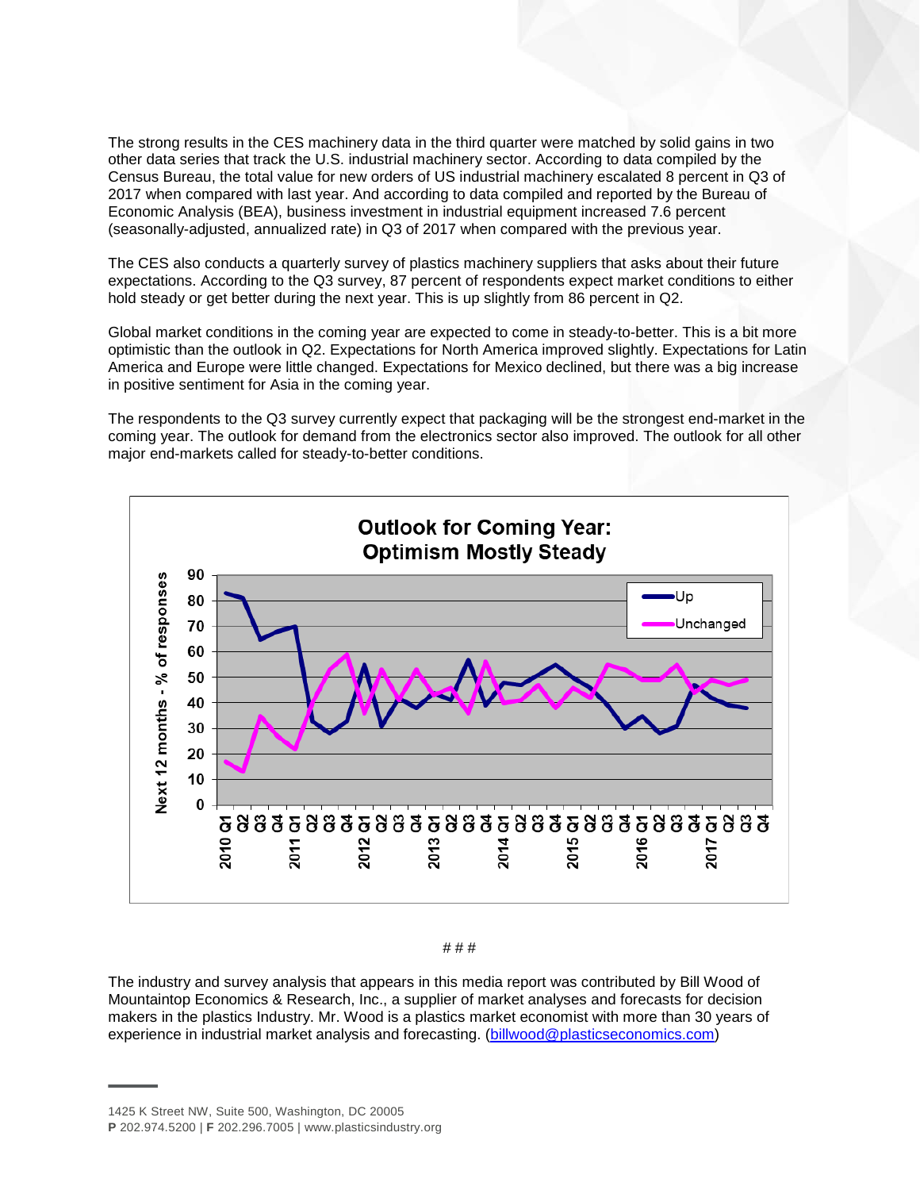The strong results in the CES machinery data in the third quarter were matched by solid gains in two other data series that track the U.S. industrial machinery sector. According to data compiled by the Census Bureau, the total value for new orders of US industrial machinery escalated 8 percent in Q3 of 2017 when compared with last year. And according to data compiled and reported by the Bureau of Economic Analysis (BEA), business investment in industrial equipment increased 7.6 percent (seasonally-adjusted, annualized rate) in Q3 of 2017 when compared with the previous year.

The CES also conducts a quarterly survey of plastics machinery suppliers that asks about their future expectations. According to the Q3 survey, 87 percent of respondents expect market conditions to either hold steady or get better during the next year. This is up slightly from 86 percent in Q2.

Global market conditions in the coming year are expected to come in steady-to-better. This is a bit more optimistic than the outlook in Q2. Expectations for North America improved slightly. Expectations for Latin America and Europe were little changed. Expectations for Mexico declined, but there was a big increase in positive sentiment for Asia in the coming year.

The respondents to the Q3 survey currently expect that packaging will be the strongest end-market in the coming year. The outlook for demand from the electronics sector also improved. The outlook for all other major end-markets called for steady-to-better conditions.

**Outlook for Coming Year: Optimism Mostly Steady**

Next 12 months - % of responses

Legend: Up; Unchanged

# # #

The industry and survey analysis that appears in this media report was contributed by Bill Wood of Mountaintop Economics & Research, Inc., a supplier of market analyses and forecasts for decision makers in the plastics Industry. Mr. Wood is a plastics market economist with more than 30 years of experience in industrial market analysis and forecasting. ([billwood@plasticseconomics.com](mailto:billwood@plasticseconomics.com))

1425 K Street NW, Suite 500, Washington, DC 20005
**P** 202.974.5200 | **F** 202.296.7005 | www.plasticsindustry.org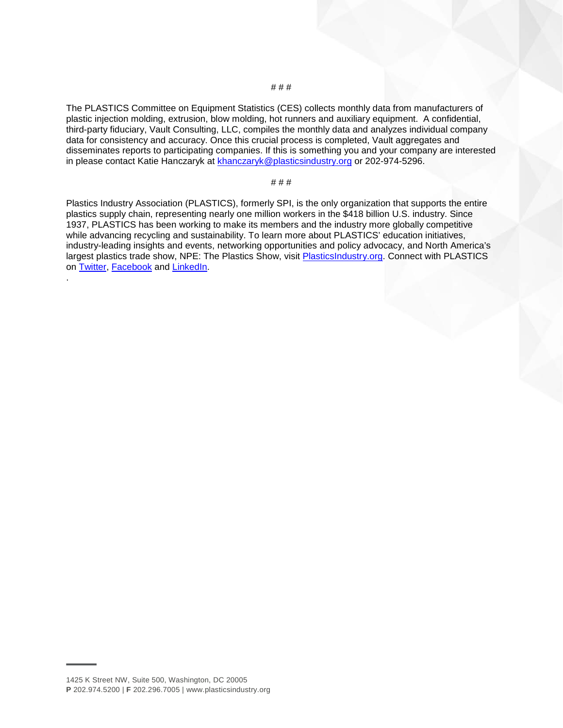# # #

The PLASTICS Committee on Equipment Statistics (CES) collects monthly data from manufacturers of plastic injection molding, extrusion, blow molding, hot runners and auxiliary equipment. A confidential, third-party fiduciary, Vault Consulting, LLC, compiles the monthly data and analyzes individual company data for consistency and accuracy. Once this crucial process is completed, Vault aggregates and disseminates reports to participating companies. If this is something you and your company are interested in please contact Katie Hanczaryk at khanczaryk@plasticsindustry.org or 202-974-5296.

# # #

Plastics Industry Association (PLASTICS), formerly SPI, is the only organization that supports the entire plastics supply chain, representing nearly one million workers in the $418 billion U.S. industry. Since 1937, PLASTICS has been working to make its members and the industry more globally competitive while advancing recycling and sustainability. To learn more about PLASTICS' education initiatives, industry-leading insights and events, networking opportunities and policy advocacy, and North America's largest plastics trade show, NPE: The Plastics Show, visit PlasticsIndustry.org. Connect with PLASTICS on Twitter, Facebook and LinkedIn.

.

1425 K Street NW, Suite 500, Washington, DC 20005
**P** 202.974.5200 | **F** 202.296.7005 | www.plasticsindustry.org